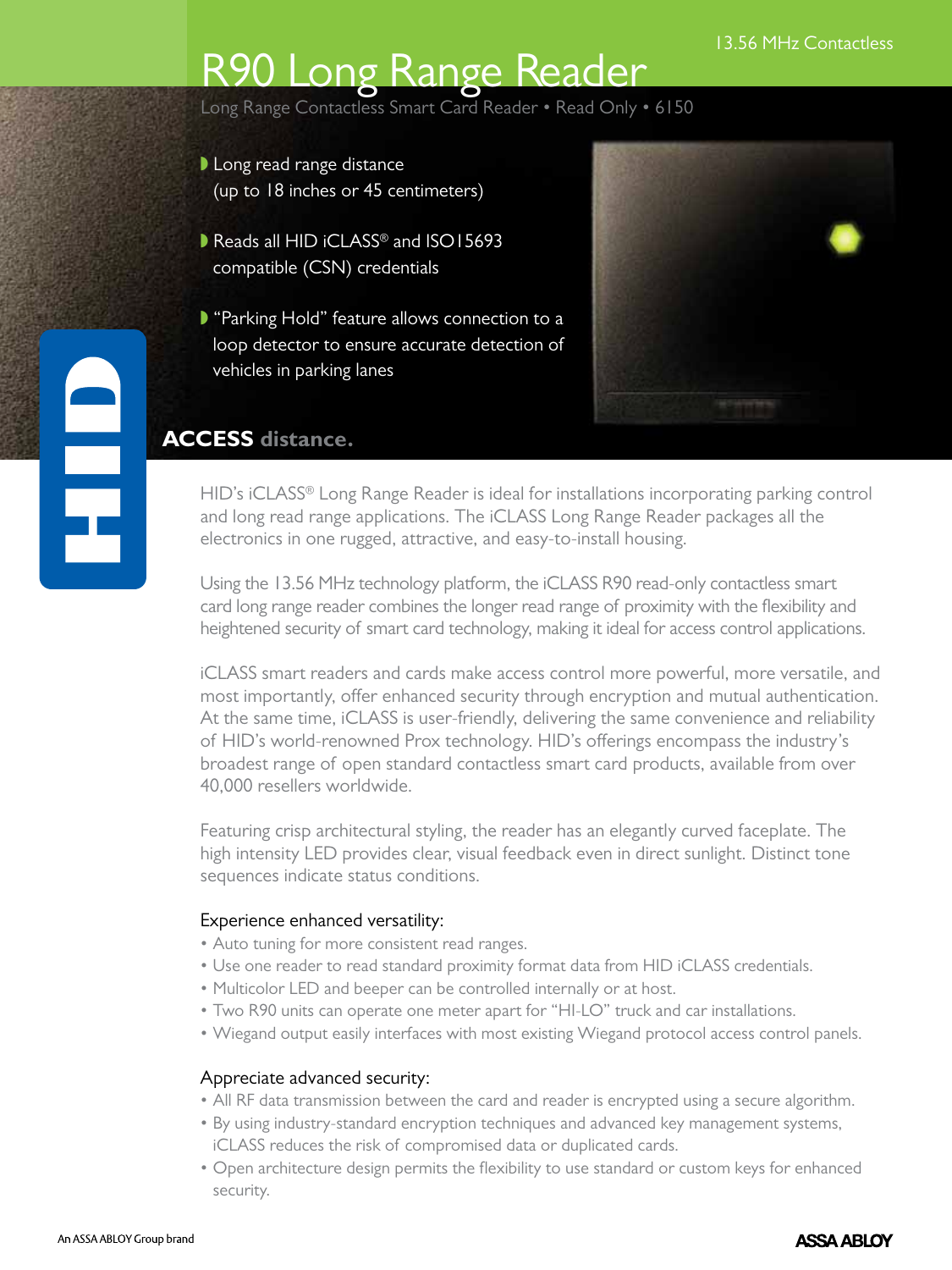13.56 MHz Contactless

# R90 Long Range Reader

Long Range Contactless Smart Card Reader • Read Only • 6150

- Long read range distance (up to 18 inches or 45 centimeters)
- Reads all HID iCLASS® and ISO15693 compatible (CSN) credentials
- "Parking Hold" feature allows connection to a loop detector to ensure accurate detection of vehicles in parking lanes

## ACCESS distance.

HID's iCLASS® Long Range Reader is ideal for installations incorporating parking control and long read range applications. The iCLASS Long Range Reader packages all the electronics in one rugged, attractive, and easy-to-install housing.

Using the 13.56 MHz technology platform, the iCLASS R90 read-only contactless smart card long range reader combines the longer read range of proximity with the flexibility and heightened security of smart card technology, making it ideal for access control applications.

iCLASS smart readers and cards make access control more powerful, more versatile, and most importantly, offer enhanced security through encryption and mutual authentication. At the same time, iCLASS is user-friendly, delivering the same convenience and reliability of HID's world-renowned Prox technology. HID's offerings encompass the industry's broadest range of open standard contactless smart card products, available from over 40,000 resellers worldwide.

Featuring crisp architectural styling, the reader has an elegantly curved faceplate. The high intensity LED provides clear, visual feedback even in direct sunlight. Distinct tone sequences indicate status conditions.

### Experience enhanced versatility:

- Auto tuning for more consistent read ranges.
- Use one reader to read standard proximity format data from HID iCLASS credentials.
- Multicolor LED and beeper can be controlled internally or at host.
- Two R90 units can operate one meter apart for "HI-LO" truck and car installations.
- Wiegand output easily interfaces with most existing Wiegand protocol access control panels.

### Appreciate advanced security:

- All RF data transmission between the card and reader is encrypted using a secure algorithm.
- By using industry-standard encryption techniques and advanced key management systems, iCLASS reduces the risk of compromised data or duplicated cards.
- Open architecture design permits the flexibility to use standard or custom keys for enhanced security.

An ASSA ABLOY Group brand

ASSA ABLOY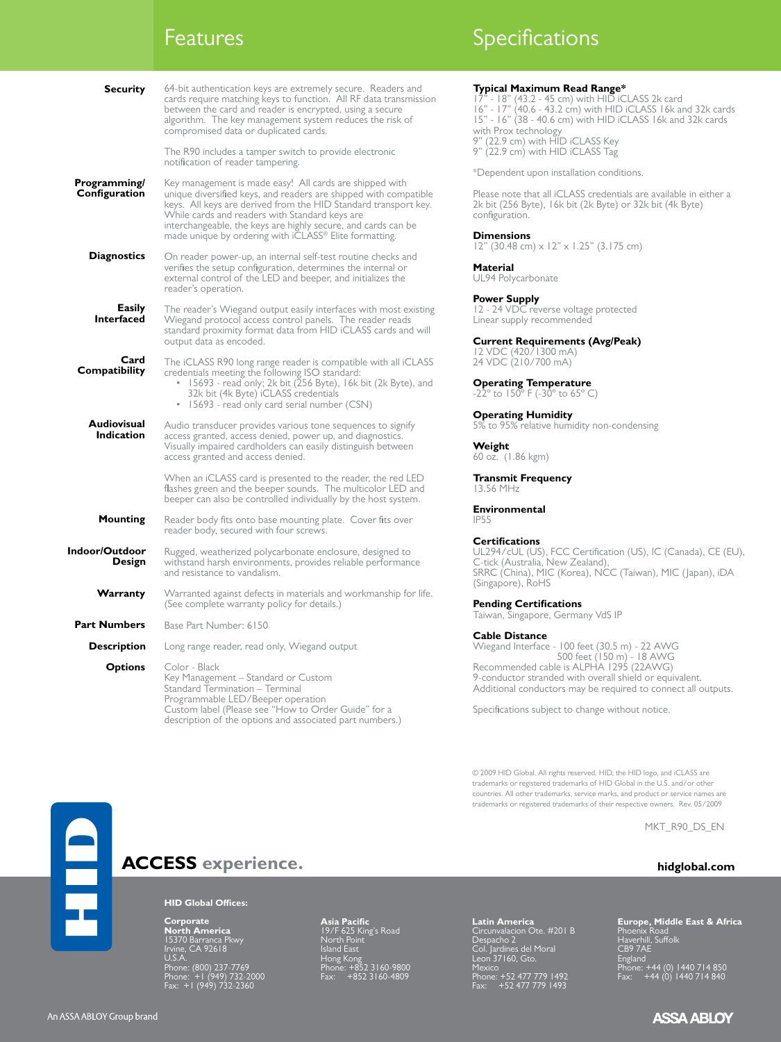## Features

**Security**

64-bit authentication keys are extremely secure. Readers and cards require matching keys to function. All RF data transmission between the card and reader is encrypted, using a secure algorithm. The key management system reduces the risk of compromised data or duplicated cards.

The R90 includes a tamper switch to provide electronic notification of reader tampering.

**Programming/ Configuration**

Key management is made easy! All cards are shipped with unique diversified keys, and readers are shipped with compatible keys. All keys are derived from the HID Standard transport key. While cards and readers with Standard keys are interchangeable, the keys are highly secure, and cards can be made unique by ordering with iCLASS® Elite formatting.

**Diagnostics**

On reader power-up, an internal self-test routine checks and verifies the setup configuration, determines the internal or external control of the LED and beeper, and initializes the reader's operation.

**Easily Interfaced**

The reader's Wiegand output easily interfaces with most existing Wiegand protocol access control panels. The reader reads standard proximity format data from HID iCLASS cards and will output data as encoded.

**Card Compatibility**

The iCLASS R90 long range reader is compatible with all iCLASS credentials meeting the following ISO standard:

- 15693 - read only; 2k bit (256 Byte), 16k bit (2k Byte), and 32k bit (4k Byte) iCLASS credentials
- 15693 - read only card serial number (CSN)

**Audiovisual Indication**

Audio transducer provides various tone sequences to signify access granted, access denied, power up, and diagnostics. Visually impaired cardholders can easily distinguish between access granted and access denied.

When an iCLASS card is presented to the reader, the red LED flashes green and the beeper sounds. The multicolor LED and beeper can also be controlled individually by the host system.

**Mounting**

Reader body fits onto base mounting plate. Cover fits over reader body, secured with four screws.

**Indoor/Outdoor Design**

Rugged, weatherized polycarbonate enclosure, designed to withstand harsh environments, provides reliable performance and resistance to vandalism.

**Warranty**

Warranted against defects in materials and workmanship for life. (See complete warranty policy for details.)

**Part Numbers**

Base Part Number: 6150

**Description**

Long range reader, read only, Wiegand output

**Options**

Color - Black
Key Management – Standard or Custom
Standard Termination – Terminal
Programmable LED/Beeper operation
Custom label (Please see "How to Order Guide" for a description of the options and associated part numbers.)

## Specifications

**Typical Maximum Read Range***

17" - 18" (43.2 - 45 cm) with HID iCLASS 2k card
16" - 17" (40.6 - 43.2 cm) with HID iCLASS 16k and 32k cards
15" - 16" (38 - 40.6 cm) with HID iCLASS 16k and 32k cards with Prox technology
9" (22.9 cm) with HID iCLASS Key
9" (22.9 cm) with HID iCLASS Tag

*Dependent upon installation conditions.

Please note that all iCLASS credentials are available in either a 2k bit (256 Byte), 16k bit (2k Byte) or 32k bit (4k Byte) configuration.

**Dimensions**

12" (30.48 cm) x 12" x 1.25" (3.175 cm)

**Material**

UL94 Polycarbonate

**Power Supply**

12 - 24 VDC reverse voltage protected
Linear supply recommended

**Current Requirements (Avg/Peak)**

12 VDC (420/1300 mA)
24 VDC (210/700 mA)

**Operating Temperature**

-22° to 150° F (-30° to 65° C)

**Operating Humidity**

5% to 95% relative humidity non-condensing

**Weight**

60 oz. (1.86 kgm)

**Transmit Frequency**

13.56 MHz

**Environmental**

IP55

**Certifications**

UL294/cUL (US), FCC Certification (US), IC (Canada), CE (EU), C-tick (Australia, New Zealand), SRRC (China), MIC (Korea), NCC (Taiwan), MIC (Japan), iDA (Singapore), RoHS

**Pending Certifications**

Taiwan, Singapore, Germany VdS IP

**Cable Distance**

Wiegand Interface - 100 feet (30.5 m) - 22 AWG
500 feet (150 m) - 18 AWG
Recommended cable is ALPHA 1295 (22AWG) 9-conductor stranded with overall shield or equivalent. Additional conductors may be required to connect all outputs.

Specifications subject to change without notice.

© 2009 HID Global. All rights reserved. HID, the HID logo, and iCLASS are trademarks or registered trademarks of HID Global in the U.S. and/or other countries. All other trademarks, service marks, and product or service names are trademarks or registered trademarks of their respective owners. Rev. 05/2009

MKT_R90_DS_EN

**ACCESS experience.**

**hidglobal.com**

**HID Global Offices:**

**Corporate North America**
15370 Barranca Pkwy
Irvine, CA 92618
U.S.A.
Phone: (800) 237-7769
Phone: +1 (949) 732-2000
Fax: +1 (949) 732-2360

**Asia Pacific**
19/F 625 King's Road
North Point
Island East
Hong Kong
Phone: +852 3160-9800
Fax: +852 3160-4809

**Latin America**
Circunvalacion Ote. #201 B
Despacho 2
Col. Jardines del Moral
Leon 37160, Gto.
Mexico
Phone: +52 477 779 1492
Fax: +52 477 779 1493

**Europe, Middle East & Africa**
Phoenix Road
Haverhill, Suffolk
CB9 7AE
England
Phone: +44 (0) 1440 714 850
Fax: +44 (0) 1440 714 840

An ASSA ABLOY Group brand

ASSA ABLOY